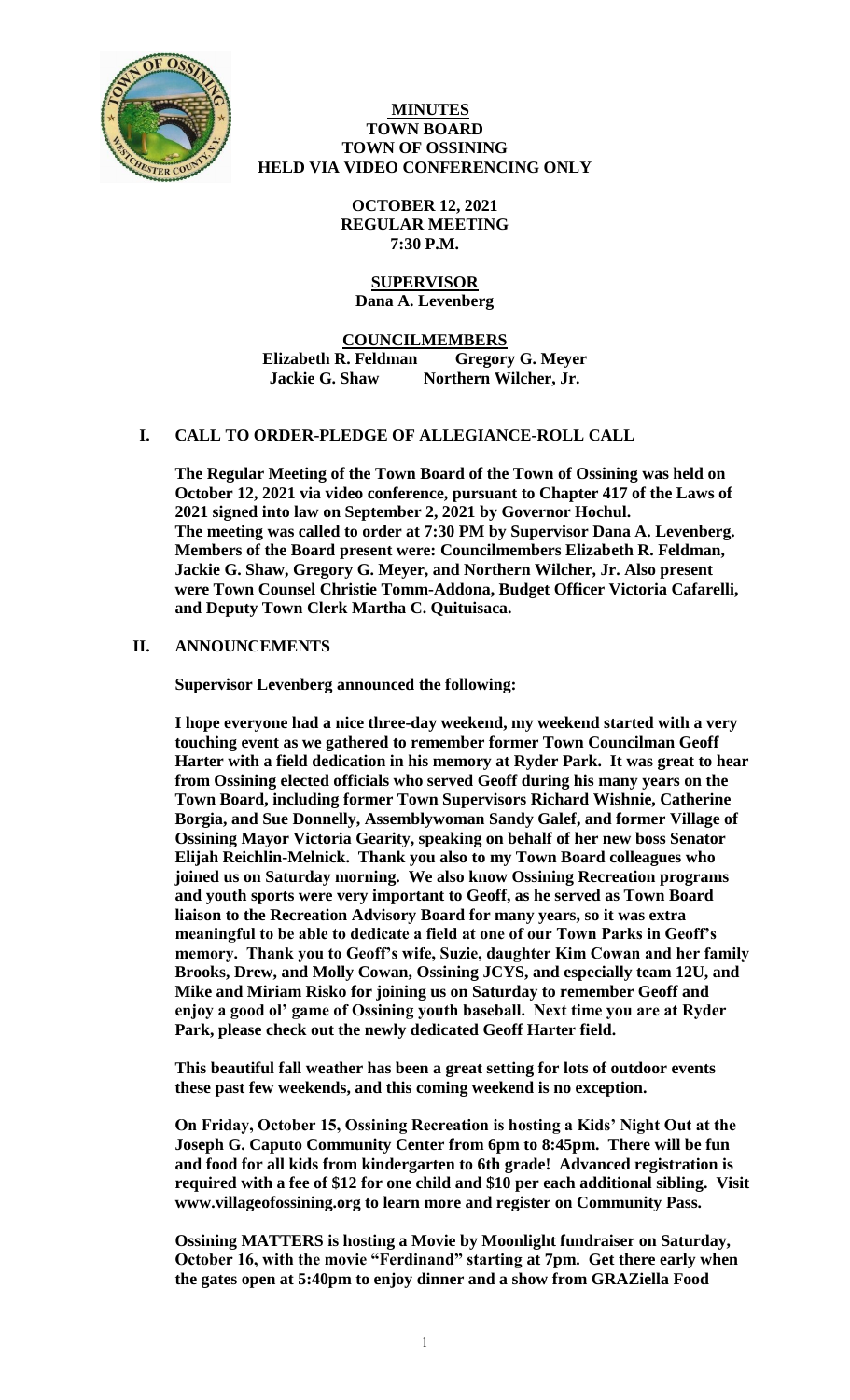# MINUTES
## TOWN BOARD
## TOWN OF OSSINING
## HELD VIA VIDEO CONFERENCING ONLY

**OCTOBER 12, 2021**
**REGULAR MEETING**
**7:30 P.M.**

**SUPERVISOR**
**Dana A. Levenberg**

**COUNCILMEMBERS**
**Elizabeth R. Feldman Gregory G. Meyer**
**Jackie G. Shaw Northern Wilcher, Jr.**

## I. CALL TO ORDER-PLEDGE OF ALLEGIANCE-ROLL CALL

**The Regular Meeting of the Town Board of the Town of Ossining was held on October 12, 2021 via video conference, pursuant to Chapter 417 of the Laws of 2021 signed into law on September 2, 2021 by Governor Hochul. The meeting was called to order at 7:30 PM by Supervisor Dana A. Levenberg. Members of the Board present were: Councilmembers Elizabeth R. Feldman, Jackie G. Shaw, Gregory G. Meyer, and Northern Wilcher, Jr. Also present were Town Counsel Christie Tomm-Addona, Budget Officer Victoria Cafarelli, and Deputy Town Clerk Martha C. Quituisaca.**

## II. ANNOUNCEMENTS

**Supervisor Levenberg announced the following:**

**I hope everyone had a nice three-day weekend, my weekend started with a very touching event as we gathered to remember former Town Councilman Geoff Harter with a field dedication in his memory at Ryder Park. It was great to hear from Ossining elected officials who served Geoff during his many years on the Town Board, including former Town Supervisors Richard Wishnie, Catherine Borgia, and Sue Donnelly, Assemblywoman Sandy Galef, and former Village of Ossining Mayor Victoria Gearity, speaking on behalf of her new boss Senator Elijah Reichlin-Melnick. Thank you also to my Town Board colleagues who joined us on Saturday morning. We also know Ossining Recreation programs and youth sports were very important to Geoff, as he served as Town Board liaison to the Recreation Advisory Board for many years, so it was extra meaningful to be able to dedicate a field at one of our Town Parks in Geoff's memory. Thank you to Geoff's wife, Suzie, daughter Kim Cowan and her family Brooks, Drew, and Molly Cowan, Ossining JCYS, and especially team 12U, and Mike and Miriam Risko for joining us on Saturday to remember Geoff and enjoy a good ol' game of Ossining youth baseball. Next time you are at Ryder Park, please check out the newly dedicated Geoff Harter field.**

**This beautiful fall weather has been a great setting for lots of outdoor events these past few weekends, and this coming weekend is no exception.**

**On Friday, October 15, Ossining Recreation is hosting a Kids' Night Out at the Joseph G. Caputo Community Center from 6pm to 8:45pm. There will be fun and food for all kids from kindergarten to 6th grade! Advanced registration is required with a fee of $12 for one child and $10 per each additional sibling. Visit www.villageofossining.org to learn more and register on Community Pass.**

**Ossining MATTERS is hosting a Movie by Moonlight fundraiser on Saturday, October 16, with the movie "Ferdinand" starting at 7pm. Get there early when the gates open at 5:40pm to enjoy dinner and a show from GRAZiella Food**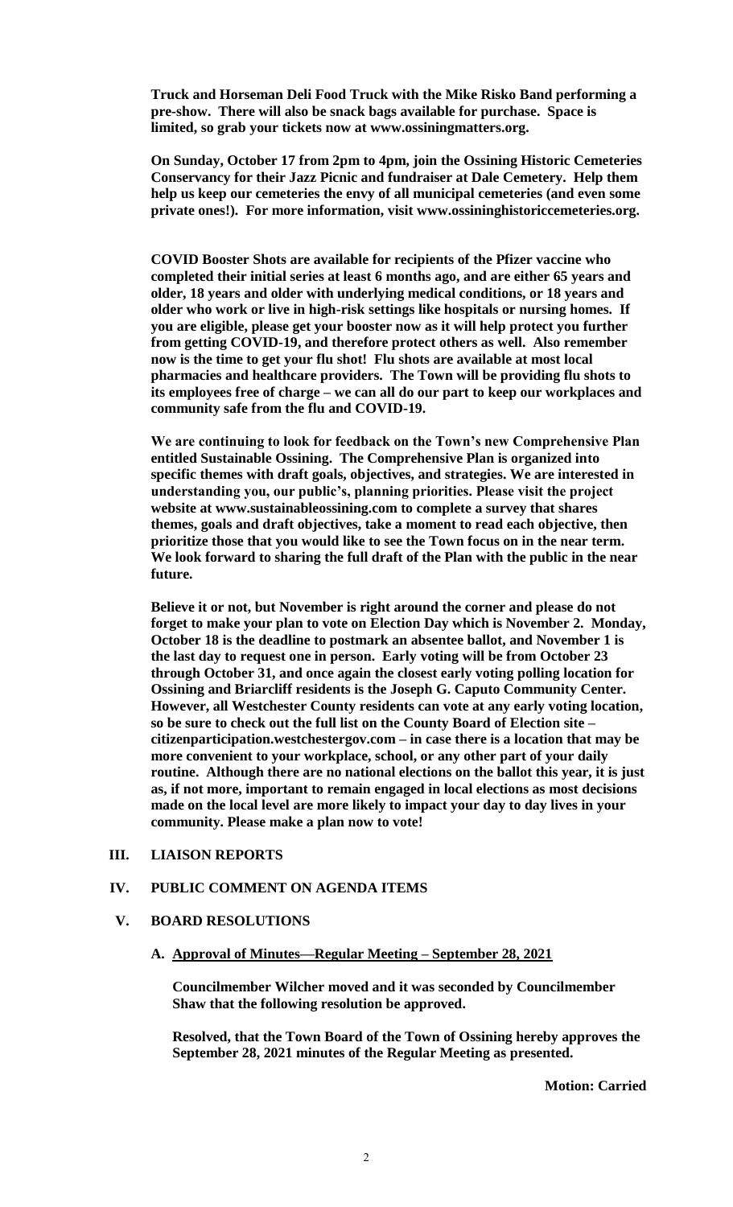**Truck and Horseman Deli Food Truck with the Mike Risko Band performing a pre-show. There will also be snack bags available for purchase. Space is limited, so grab your tickets now at www.ossiningmatters.org.**

**On Sunday, October 17 from 2pm to 4pm, join the Ossining Historic Cemeteries Conservancy for their Jazz Picnic and fundraiser at Dale Cemetery. Help them help us keep our cemeteries the envy of all municipal cemeteries (and even some private ones!). For more information, visit www.ossininghistoriccemeteries.org.**

**COVID Booster Shots are available for recipients of the Pfizer vaccine who completed their initial series at least 6 months ago, and are either 65 years and older, 18 years and older with underlying medical conditions, or 18 years and older who work or live in high-risk settings like hospitals or nursing homes. If you are eligible, please get your booster now as it will help protect you further from getting COVID-19, and therefore protect others as well. Also remember now is the time to get your flu shot! Flu shots are available at most local pharmacies and healthcare providers. The Town will be providing flu shots to its employees free of charge – we can all do our part to keep our workplaces and community safe from the flu and COVID-19.**

**We are continuing to look for feedback on the Town's new Comprehensive Plan entitled Sustainable Ossining. The Comprehensive Plan is organized into specific themes with draft goals, objectives, and strategies. We are interested in understanding you, our public's, planning priorities. Please visit the project website at www.sustainableossining.com to complete a survey that shares themes, goals and draft objectives, take a moment to read each objective, then prioritize those that you would like to see the Town focus on in the near term. We look forward to sharing the full draft of the Plan with the public in the near future.**

**Believe it or not, but November is right around the corner and please do not forget to make your plan to vote on Election Day which is November 2. Monday, October 18 is the deadline to postmark an absentee ballot, and November 1 is the last day to request one in person. Early voting will be from October 23 through October 31, and once again the closest early voting polling location for Ossining and Briarcliff residents is the Joseph G. Caputo Community Center. However, all Westchester County residents can vote at any early voting location, so be sure to check out the full list on the County Board of Election site – citizenparticipation.westchestergov.com – in case there is a location that may be more convenient to your workplace, school, or any other part of your daily routine. Although there are no national elections on the ballot this year, it is just as, if not more, important to remain engaged in local elections as most decisions made on the local level are more likely to impact your day to day lives in your community. Please make a plan now to vote!**

## III. LIAISON REPORTS

## IV. PUBLIC COMMENT ON AGENDA ITEMS

## V. BOARD RESOLUTIONS

### A. Approval of Minutes—Regular Meeting – September 28, 2021

**Councilmember Wilcher moved and it was seconded by Councilmember Shaw that the following resolution be approved.**

**Resolved, that the Town Board of the Town of Ossining hereby approves the September 28, 2021 minutes of the Regular Meeting as presented.**

**Motion: Carried**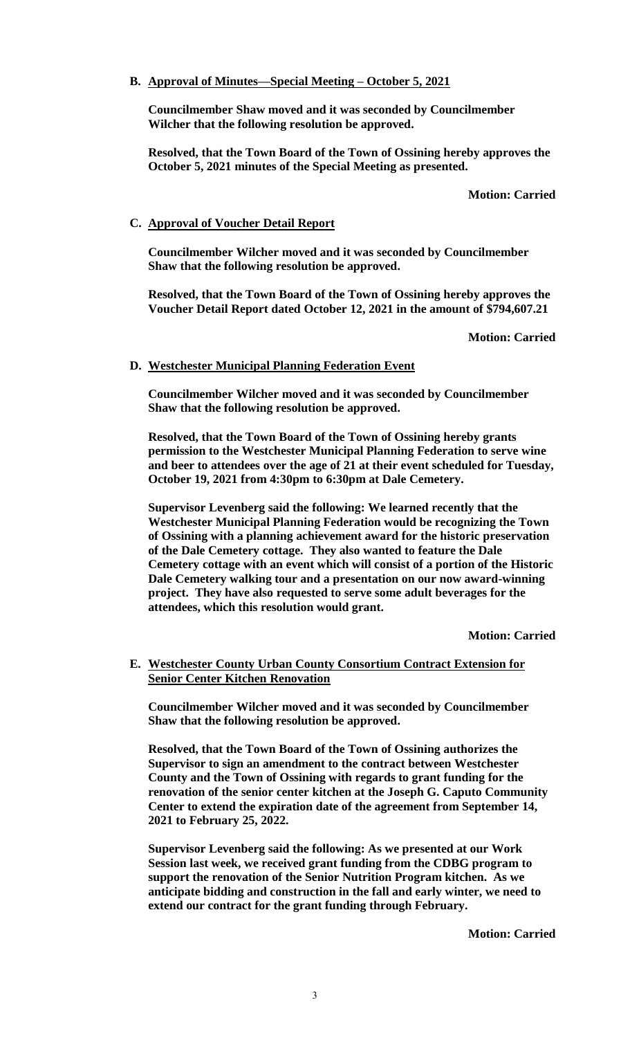**B. <u>Approval of Minutes—Special Meeting – October 5, 2021</u>**

**Councilmember Shaw moved and it was seconded by Councilmember Wilcher that the following resolution be approved.**

**Resolved, that the Town Board of the Town of Ossining hereby approves the October 5, 2021 minutes of the Special Meeting as presented.**

**Motion: Carried**

**C. <u>Approval of Voucher Detail Report</u>**

**Councilmember Wilcher moved and it was seconded by Councilmember Shaw that the following resolution be approved.**

**Resolved, that the Town Board of the Town of Ossining hereby approves the Voucher Detail Report dated October 12, 2021 in the amount of $794,607.21**

**Motion: Carried**

**D. <u>Westchester Municipal Planning Federation Event</u>**

**Councilmember Wilcher moved and it was seconded by Councilmember Shaw that the following resolution be approved.**

**Resolved, that the Town Board of the Town of Ossining hereby grants permission to the Westchester Municipal Planning Federation to serve wine and beer to attendees over the age of 21 at their event scheduled for Tuesday, October 19, 2021 from 4:30pm to 6:30pm at Dale Cemetery.**

**Supervisor Levenberg said the following: We learned recently that the Westchester Municipal Planning Federation would be recognizing the Town of Ossining with a planning achievement award for the historic preservation of the Dale Cemetery cottage. They also wanted to feature the Dale Cemetery cottage with an event which will consist of a portion of the Historic Dale Cemetery walking tour and a presentation on our now award-winning project. They have also requested to serve some adult beverages for the attendees, which this resolution would grant.**

**Motion: Carried**

**E. <u>Westchester County Urban County Consortium Contract Extension for Senior Center Kitchen Renovation</u>**

**Councilmember Wilcher moved and it was seconded by Councilmember Shaw that the following resolution be approved.**

**Resolved, that the Town Board of the Town of Ossining authorizes the Supervisor to sign an amendment to the contract between Westchester County and the Town of Ossining with regards to grant funding for the renovation of the senior center kitchen at the Joseph G. Caputo Community Center to extend the expiration date of the agreement from September 14, 2021 to February 25, 2022.**

**Supervisor Levenberg said the following: As we presented at our Work Session last week, we received grant funding from the CDBG program to support the renovation of the Senior Nutrition Program kitchen. As we anticipate bidding and construction in the fall and early winter, we need to extend our contract for the grant funding through February.**

**Motion: Carried**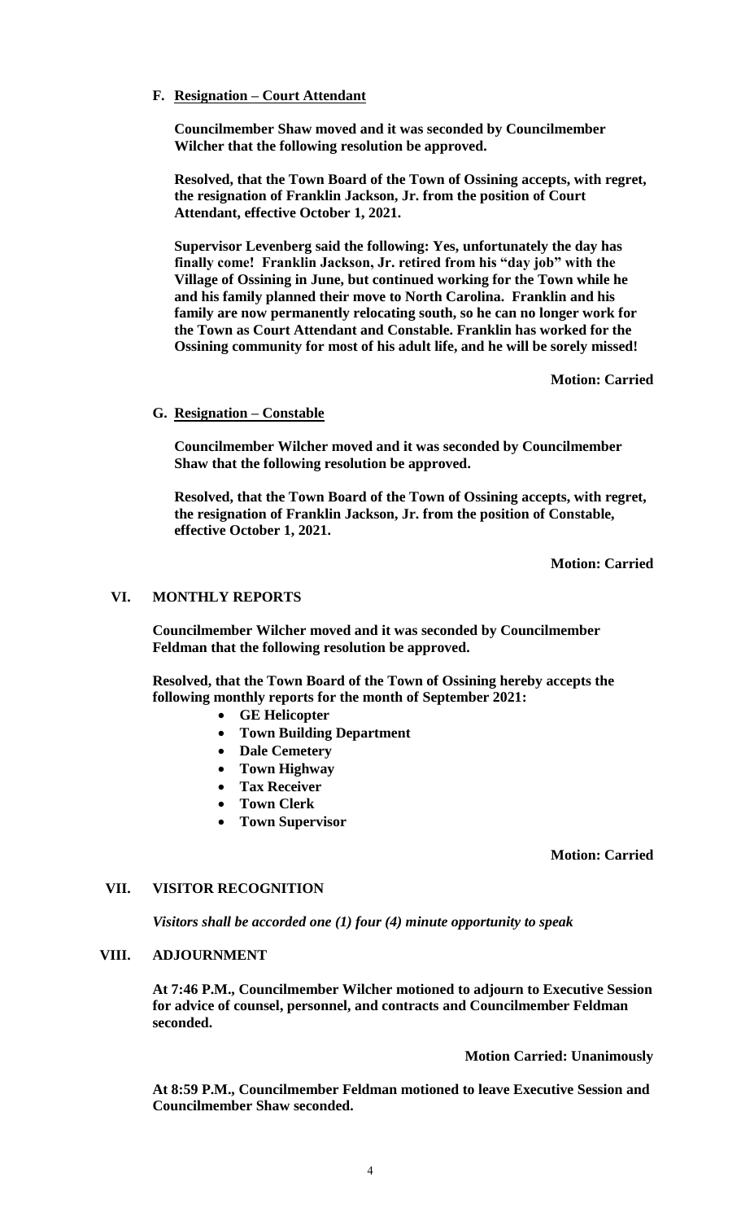**F. Resignation – Court Attendant**

**Councilmember Shaw moved and it was seconded by Councilmember Wilcher that the following resolution be approved.**

**Resolved, that the Town Board of the Town of Ossining accepts, with regret, the resignation of Franklin Jackson, Jr. from the position of Court Attendant, effective October 1, 2021.**

**Supervisor Levenberg said the following: Yes, unfortunately the day has finally come! Franklin Jackson, Jr. retired from his "day job" with the Village of Ossining in June, but continued working for the Town while he and his family planned their move to North Carolina. Franklin and his family are now permanently relocating south, so he can no longer work for the Town as Court Attendant and Constable. Franklin has worked for the Ossining community for most of his adult life, and he will be sorely missed!**

**Motion: Carried**

**G. Resignation – Constable**

**Councilmember Wilcher moved and it was seconded by Councilmember Shaw that the following resolution be approved.**

**Resolved, that the Town Board of the Town of Ossining accepts, with regret, the resignation of Franklin Jackson, Jr. from the position of Constable, effective October 1, 2021.**

**Motion: Carried**

## VI. MONTHLY REPORTS

**Councilmember Wilcher moved and it was seconded by Councilmember Feldman that the following resolution be approved.**

**Resolved, that the Town Board of the Town of Ossining hereby accepts the following monthly reports for the month of September 2021:**

- **GE Helicopter**
- **Town Building Department**
- **Dale Cemetery**
- **Town Highway**
- **Tax Receiver**
- **Town Clerk**
- **Town Supervisor**

**Motion: Carried**

## VII. VISITOR RECOGNITION

***Visitors shall be accorded one (1) four (4) minute opportunity to speak***

## VIII. ADJOURNMENT

**At 7:46 P.M., Councilmember Wilcher motioned to adjourn to Executive Session for advice of counsel, personnel, and contracts and Councilmember Feldman seconded.**

**Motion Carried: Unanimously**

**At 8:59 P.M., Councilmember Feldman motioned to leave Executive Session and Councilmember Shaw seconded.**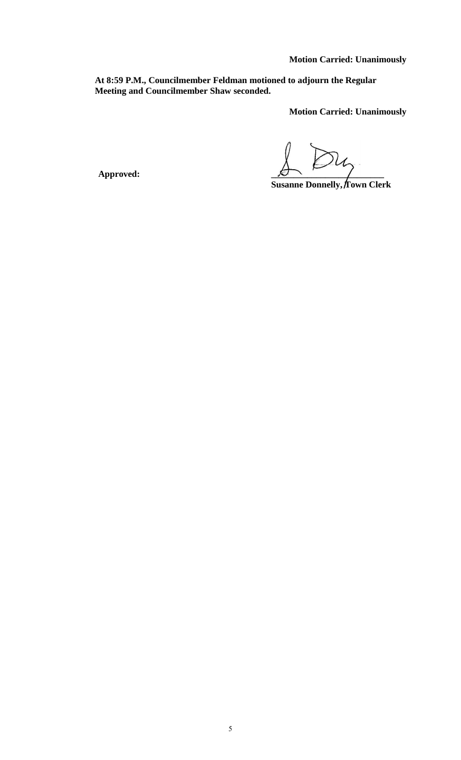**Motion Carried: Unanimously**

**At 8:59 P.M., Councilmember Feldman motioned to adjourn the Regular Meeting and Councilmember Shaw seconded.**

**Motion Carried: Unanimously**

**Approved:**

**Susanne Donnelly, Town Clerk**